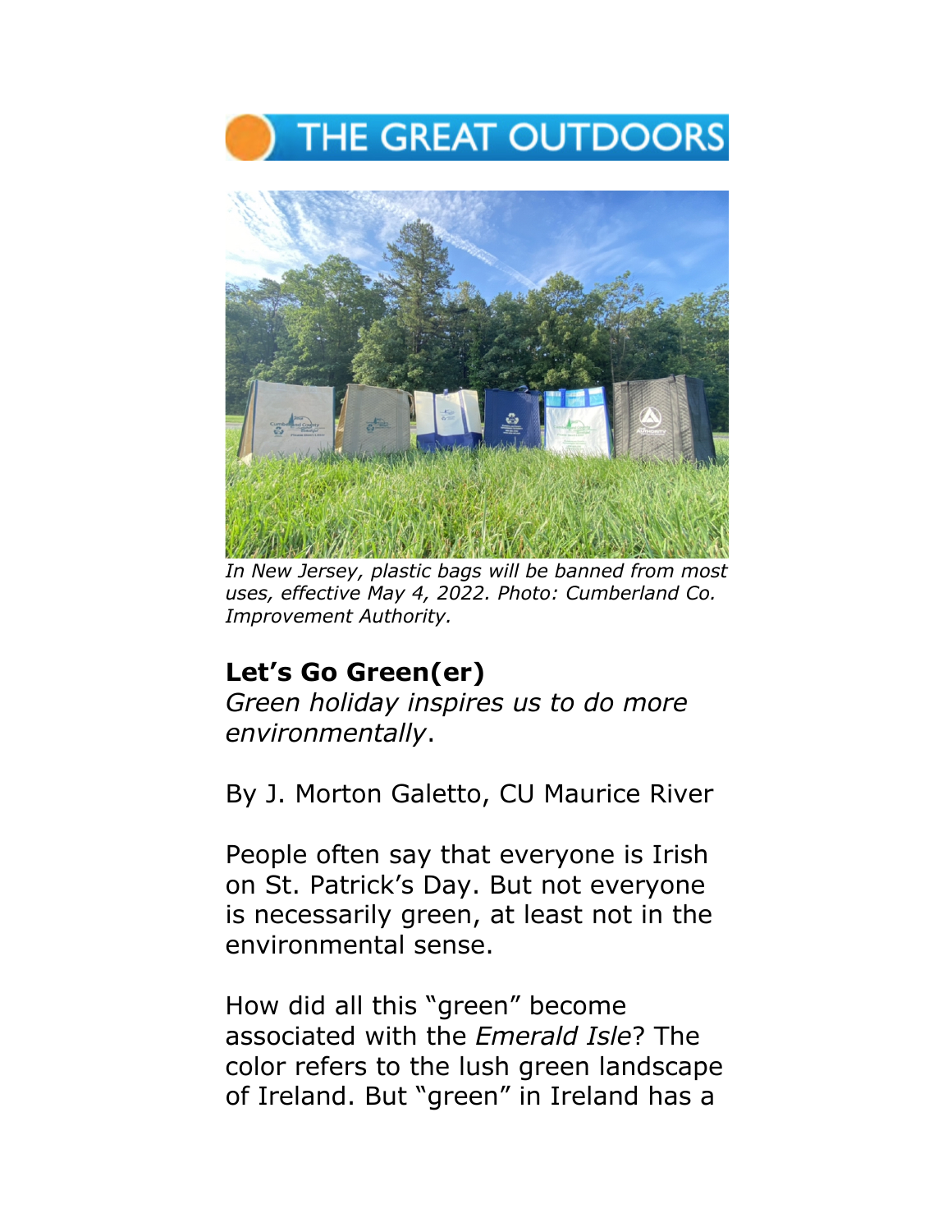# THE GREAT OUTDOORS

*In New Jersey, plastic bags will be banned from most uses, effective May 4, 2022. Photo: Cumberland Co. Improvement Authority.*

**Let's Go Green(er)**

*Green holiday inspires us to do more environmentally*.

By J. Morton Galetto, CU Maurice River

People often say that everyone is Irish on St. Patrick's Day. But not everyone is necessarily green, at least not in the environmental sense.

How did all this "green" become associated with the *Emerald Isle*? The color refers to the lush green landscape of Ireland. But "green" in Ireland has a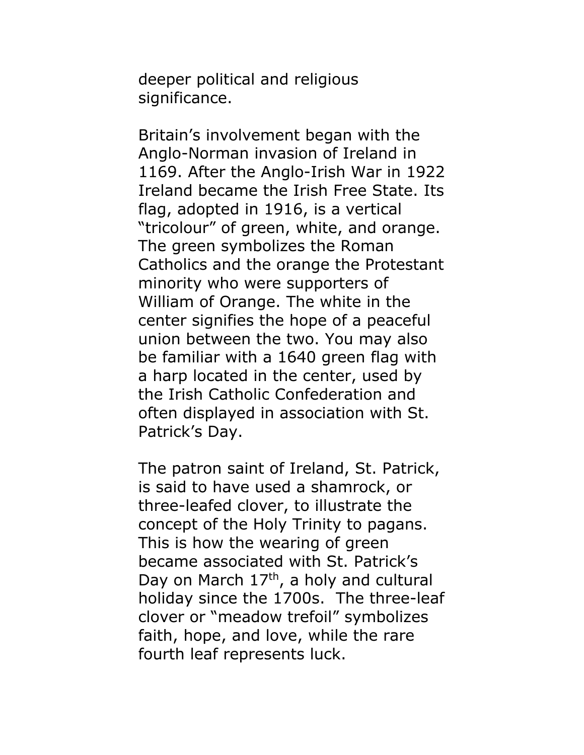deeper political and religious significance.

Britain's involvement began with the Anglo-Norman invasion of Ireland in 1169. After the Anglo-Irish War in 1922 Ireland became the Irish Free State. Its flag, adopted in 1916, is a vertical "tricolour" of green, white, and orange. The green symbolizes the Roman Catholics and the orange the Protestant minority who were supporters of William of Orange. The white in the center signifies the hope of a peaceful union between the two. You may also be familiar with a 1640 green flag with a harp located in the center, used by the Irish Catholic Confederation and often displayed in association with St. Patrick's Day.

The patron saint of Ireland, St. Patrick, is said to have used a shamrock, or three-leafed clover, to illustrate the concept of the Holy Trinity to pagans. This is how the wearing of green became associated with St. Patrick's Day on March 17th, a holy and cultural holiday since the 1700s. The three-leaf clover or "meadow trefoil" symbolizes faith, hope, and love, while the rare fourth leaf represents luck.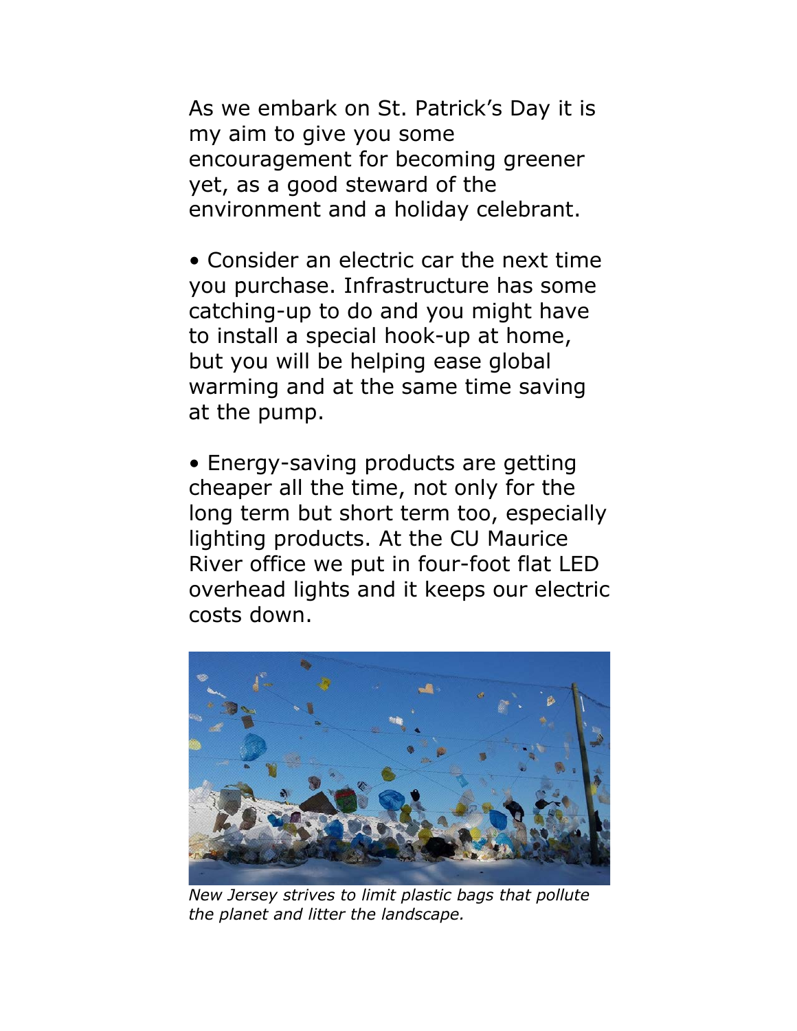As we embark on St. Patrick's Day it is my aim to give you some encouragement for becoming greener yet, as a good steward of the environment and a holiday celebrant.

- Consider an electric car the next time you purchase. Infrastructure has some catching-up to do and you might have to install a special hook-up at home, but you will be helping ease global warming and at the same time saving at the pump.

- Energy-saving products are getting cheaper all the time, not only for the long term but short term too, especially lighting products. At the CU Maurice River office we put in four-foot flat LED overhead lights and it keeps our electric costs down.

*New Jersey strives to limit plastic bags that pollute the planet and litter the landscape.*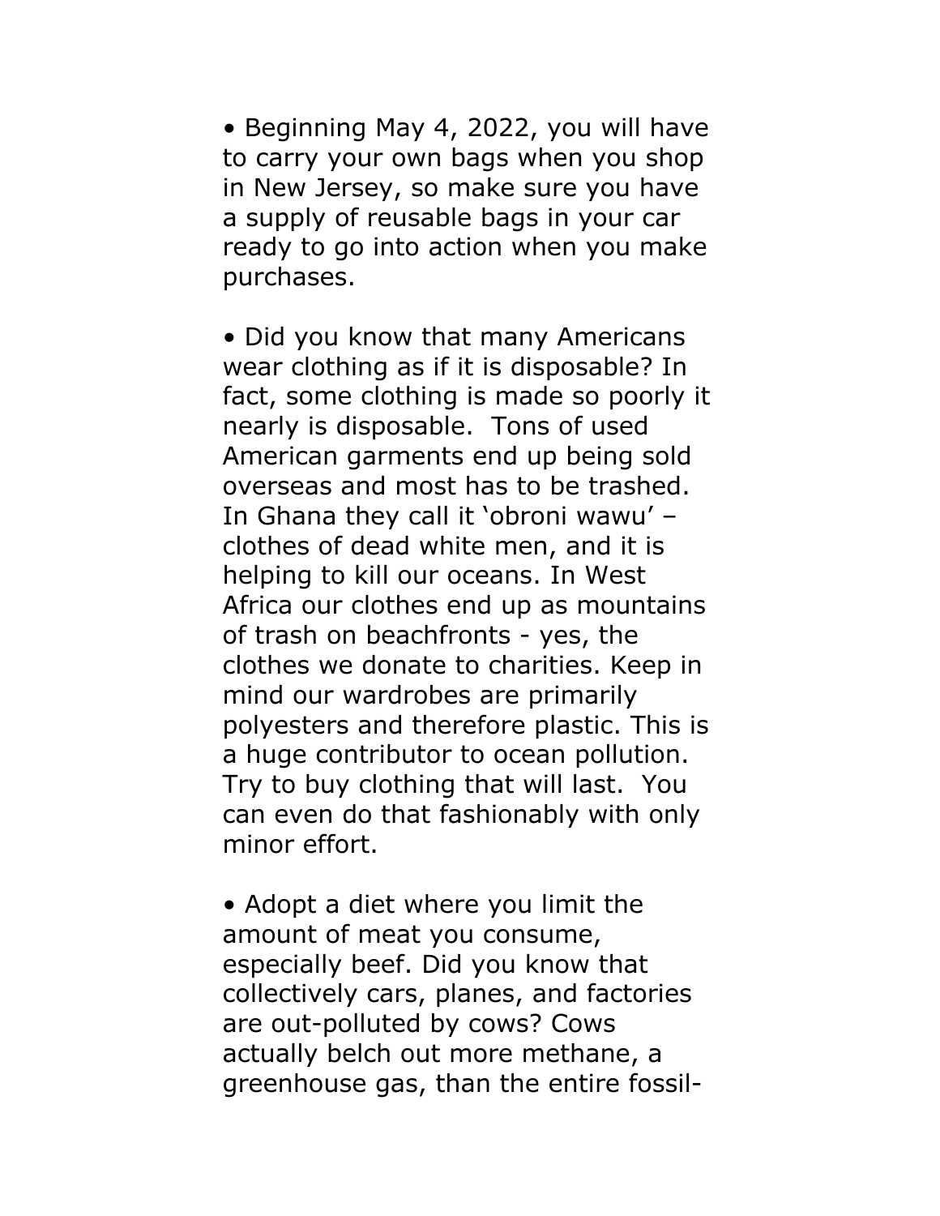- Beginning May 4, 2022, you will have to carry your own bags when you shop in New Jersey, so make sure you have a supply of reusable bags in your car ready to go into action when you make purchases.

- Did you know that many Americans wear clothing as if it is disposable? In fact, some clothing is made so poorly it nearly is disposable. Tons of used American garments end up being sold overseas and most has to be trashed. In Ghana they call it 'obroni wawu' – clothes of dead white men, and it is helping to kill our oceans. In West Africa our clothes end up as mountains of trash on beachfronts - yes, the clothes we donate to charities. Keep in mind our wardrobes are primarily polyesters and therefore plastic. This is a huge contributor to ocean pollution. Try to buy clothing that will last. You can even do that fashionably with only minor effort.

- Adopt a diet where you limit the amount of meat you consume, especially beef. Did you know that collectively cars, planes, and factories are out-polluted by cows? Cows actually belch out more methane, a greenhouse gas, than the entire fossil-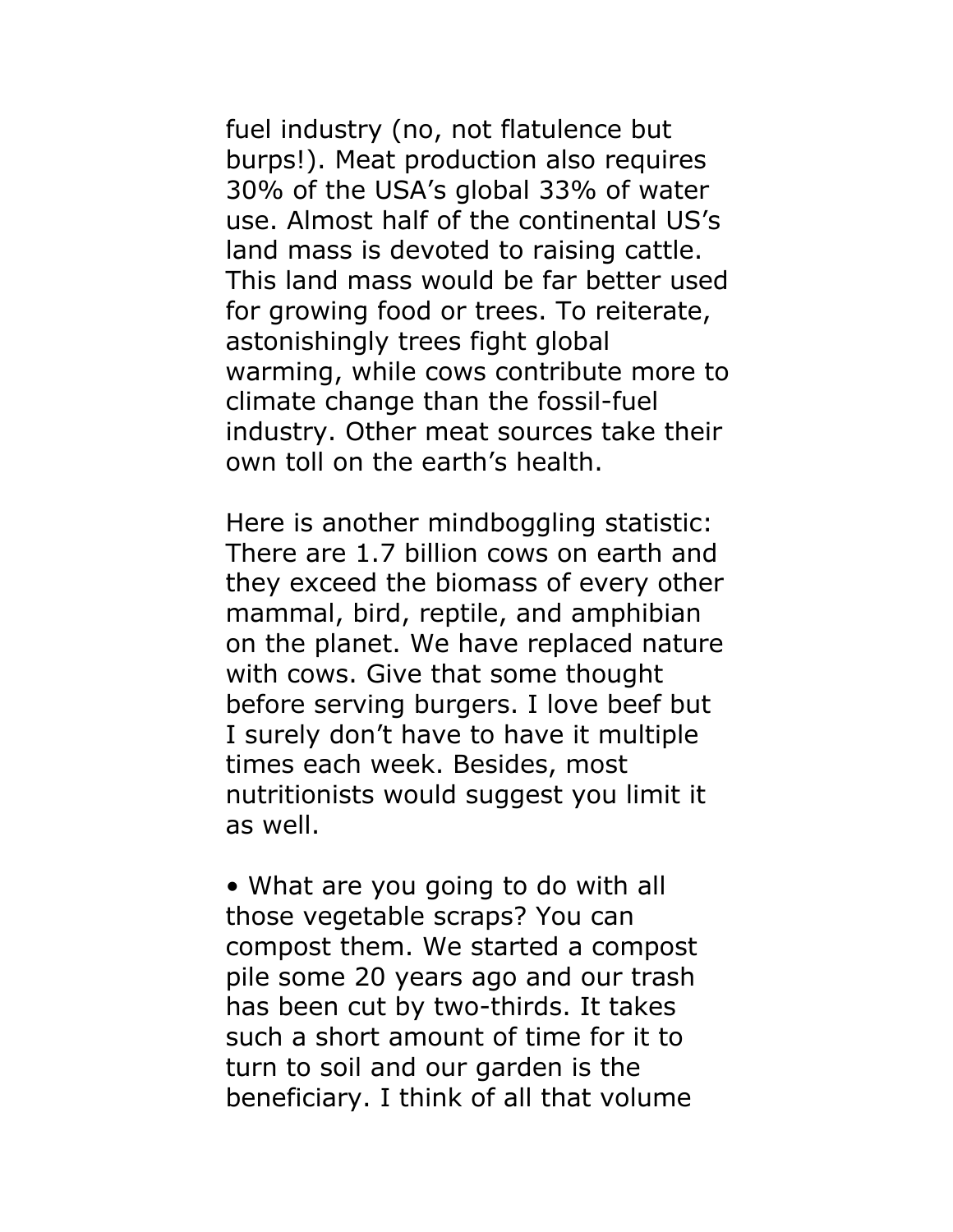fuel industry (no, not flatulence but burps!). Meat production also requires 30% of the USA's global 33% of water use. Almost half of the continental US's land mass is devoted to raising cattle. This land mass would be far better used for growing food or trees. To reiterate, astonishingly trees fight global warming, while cows contribute more to climate change than the fossil-fuel industry. Other meat sources take their own toll on the earth's health.

Here is another mindboggling statistic: There are 1.7 billion cows on earth and they exceed the biomass of every other mammal, bird, reptile, and amphibian on the planet. We have replaced nature with cows. Give that some thought before serving burgers. I love beef but I surely don't have to have it multiple times each week. Besides, most nutritionists would suggest you limit it as well.

- What are you going to do with all those vegetable scraps? You can compost them. We started a compost pile some 20 years ago and our trash has been cut by two-thirds. It takes such a short amount of time for it to turn to soil and our garden is the beneficiary. I think of all that volume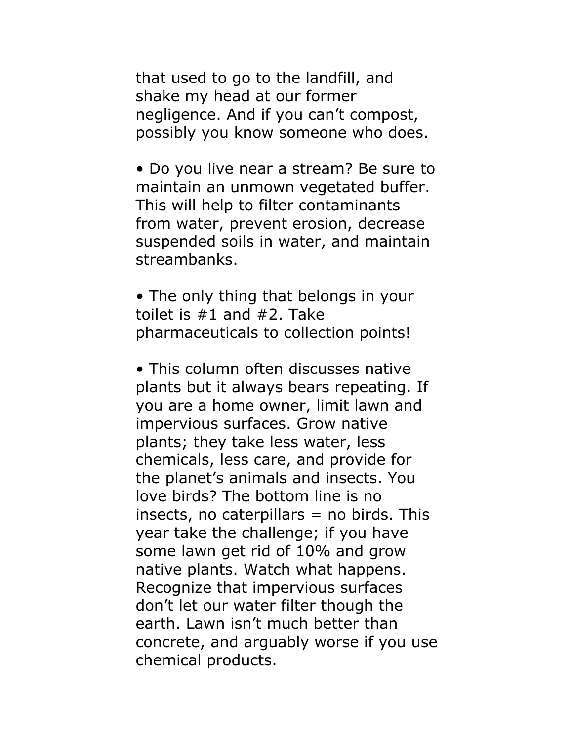that used to go to the landfill, and shake my head at our former negligence. And if you can't compost, possibly you know someone who does.

• Do you live near a stream? Be sure to maintain an unmown vegetated buffer. This will help to filter contaminants from water, prevent erosion, decrease suspended soils in water, and maintain streambanks.

• The only thing that belongs in your toilet is #1 and #2. Take pharmaceuticals to collection points!

• This column often discusses native plants but it always bears repeating. If you are a home owner, limit lawn and impervious surfaces. Grow native plants; they take less water, less chemicals, less care, and provide for the planet's animals and insects. You love birds? The bottom line is no insects, no caterpillars = no birds. This year take the challenge; if you have some lawn get rid of 10% and grow native plants. Watch what happens. Recognize that impervious surfaces don't let our water filter though the earth. Lawn isn't much better than concrete, and arguably worse if you use chemical products.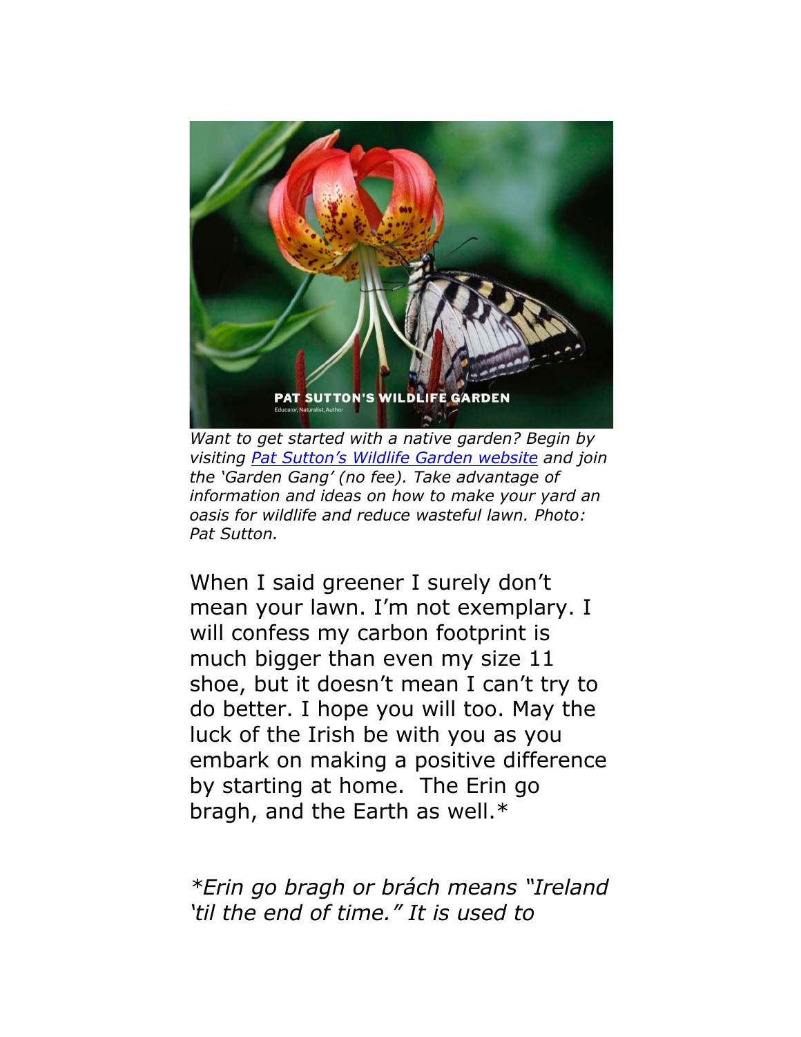*Want to get started with a native garden? Begin by visiting [Pat Sutton's Wildlife Garden website]() and join the 'Garden Gang' (no fee). Take advantage of information and ideas on how to make your yard an oasis for wildlife and reduce wasteful lawn. Photo: Pat Sutton.*

When I said greener I surely don't mean your lawn. I'm not exemplary. I will confess my carbon footprint is much bigger than even my size 11 shoe, but it doesn't mean I can't try to do better. I hope you will too. May the luck of the Irish be with you as you embark on making a positive difference by starting at home. The Erin go bragh, and the Earth as well.*

**Erin go bragh or brách means "Ireland 'til the end of time." It is used to*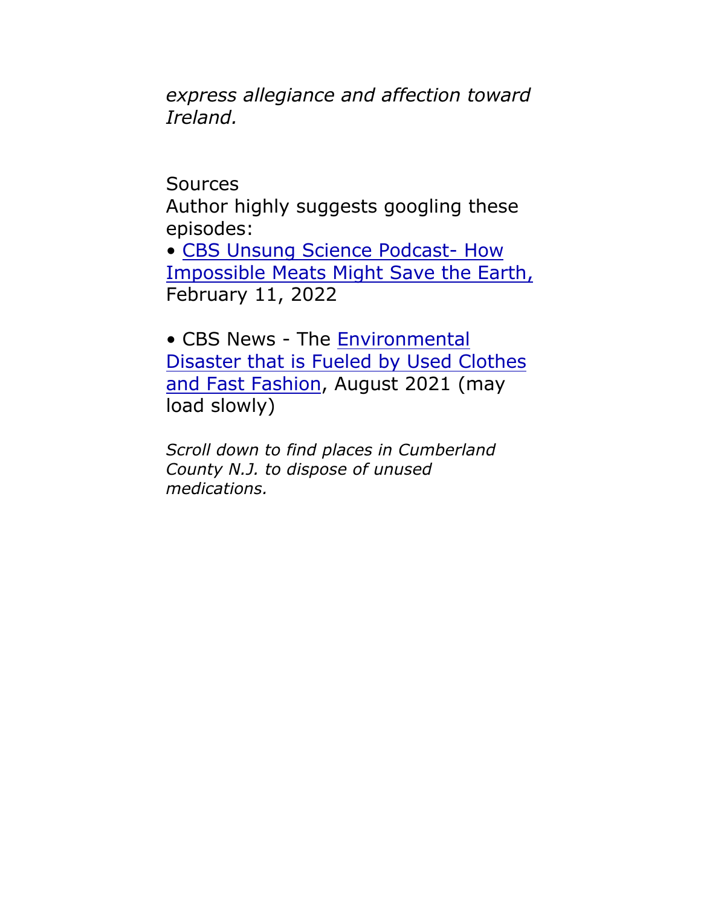*express allegiance and affection toward Ireland.*

Sources

Author highly suggests googling these episodes:

- CBS Unsung Science Podcast- How Impossible Meats Might Save the Earth, February 11, 2022

- CBS News - The Environmental Disaster that is Fueled by Used Clothes and Fast Fashion, August 2021 (may load slowly)

*Scroll down to find places in Cumberland County N.J. to dispose of unused medications.*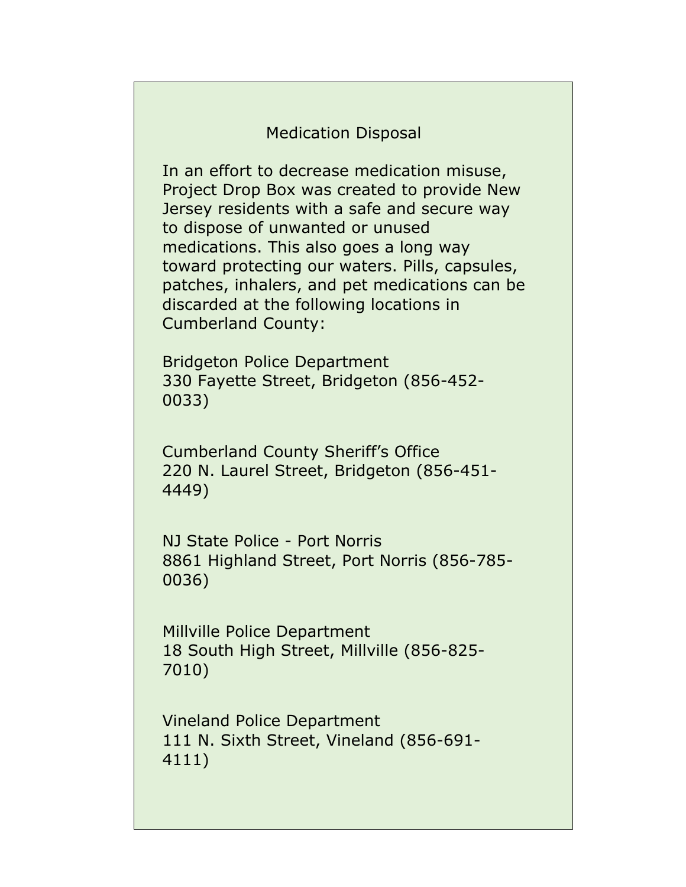# Medication Disposal

In an effort to decrease medication misuse, Project Drop Box was created to provide New Jersey residents with a safe and secure way to dispose of unwanted or unused medications. This also goes a long way toward protecting our waters. Pills, capsules, patches, inhalers, and pet medications can be discarded at the following locations in Cumberland County:

Bridgeton Police Department
330 Fayette Street, Bridgeton (856-452-0033)

Cumberland County Sheriff's Office
220 N. Laurel Street, Bridgeton (856-451-4449)

NJ State Police - Port Norris
8861 Highland Street, Port Norris (856-785-0036)

Millville Police Department
18 South High Street, Millville (856-825-7010)

Vineland Police Department
111 N. Sixth Street, Vineland (856-691-4111)